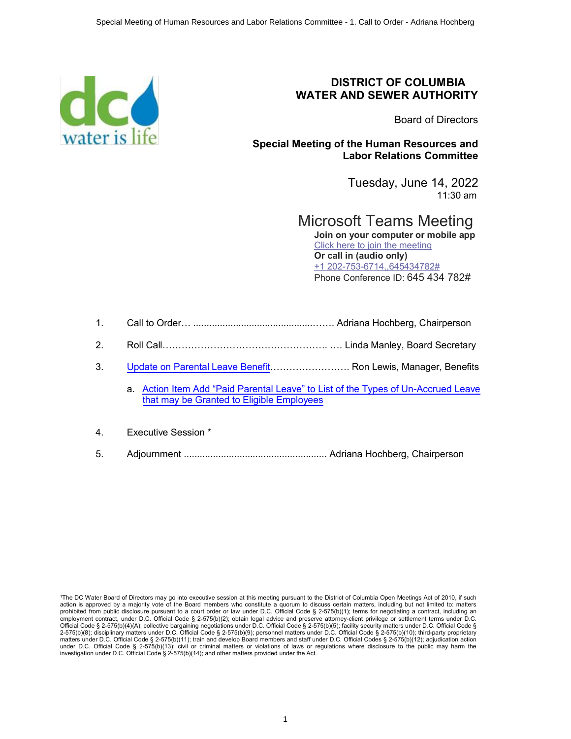# DISTRICT OF COLUMBIA WATER AND SEWER AUTHORITY

Board of Directors

**Special Meeting of the Human Resources and Labor Relations Committee**

Tuesday, June 14, 2022
11:30 am

## Microsoft Teams Meeting

**Join on your computer or mobile app**
Click here to join the meeting
**Or call in (audio only)**
+1 202-753-6714,,645434782#
Phone Conference ID: 645 434 782#

1. Call to Order… ..................................................…… Adriana Hochberg, Chairperson
2. Roll Call…………………………………………….. …. Linda Manley, Board Secretary
3. Update on Parental Leave Benefit……………………. Ron Lewis, Manager, Benefits
   a. Action Item Add "Paid Parental Leave" to List of the Types of Un-Accrued Leave that may be Granted to Eligible Employees
4. Executive Session *
5. Adjournment ..................................................... Adriana Hochberg, Chairperson

[1]The DC Water Board of Directors may go into executive session at this meeting pursuant to the District of Columbia Open Meetings Act of 2010, if such action is approved by a majority vote of the Board members who constitute a quorum to discuss certain matters, including but not limited to: matters prohibited from public disclosure pursuant to a court order or law under D.C. Official Code § 2-575(b)(1); terms for negotiating a contract, including an employment contract, under D.C. Official Code § 2-575(b)(2); obtain legal advice and preserve attorney-client privilege or settlement terms under D.C. Official Code § 2-575(b)(4)(A); collective bargaining negotiations under D.C. Official Code § 2-575(b)(5); facility security matters under D.C. Official Code § 2-575(b)(8); disciplinary matters under D.C. Official Code § 2-575(b)(9); personnel matters under D.C. Official Code § 2-575(b)(10); third-party proprietary matters under D.C. Official Code § 2-575(b)(11); train and develop Board members and staff under D.C. Official Codes § 2-575(b)(12); adjudication action under D.C. Official Code § 2-575(b)(13); civil or criminal matters or violations of laws or regulations where disclosure to the public may harm the investigation under D.C. Official Code § 2-575(b)(14); and other matters provided under the Act.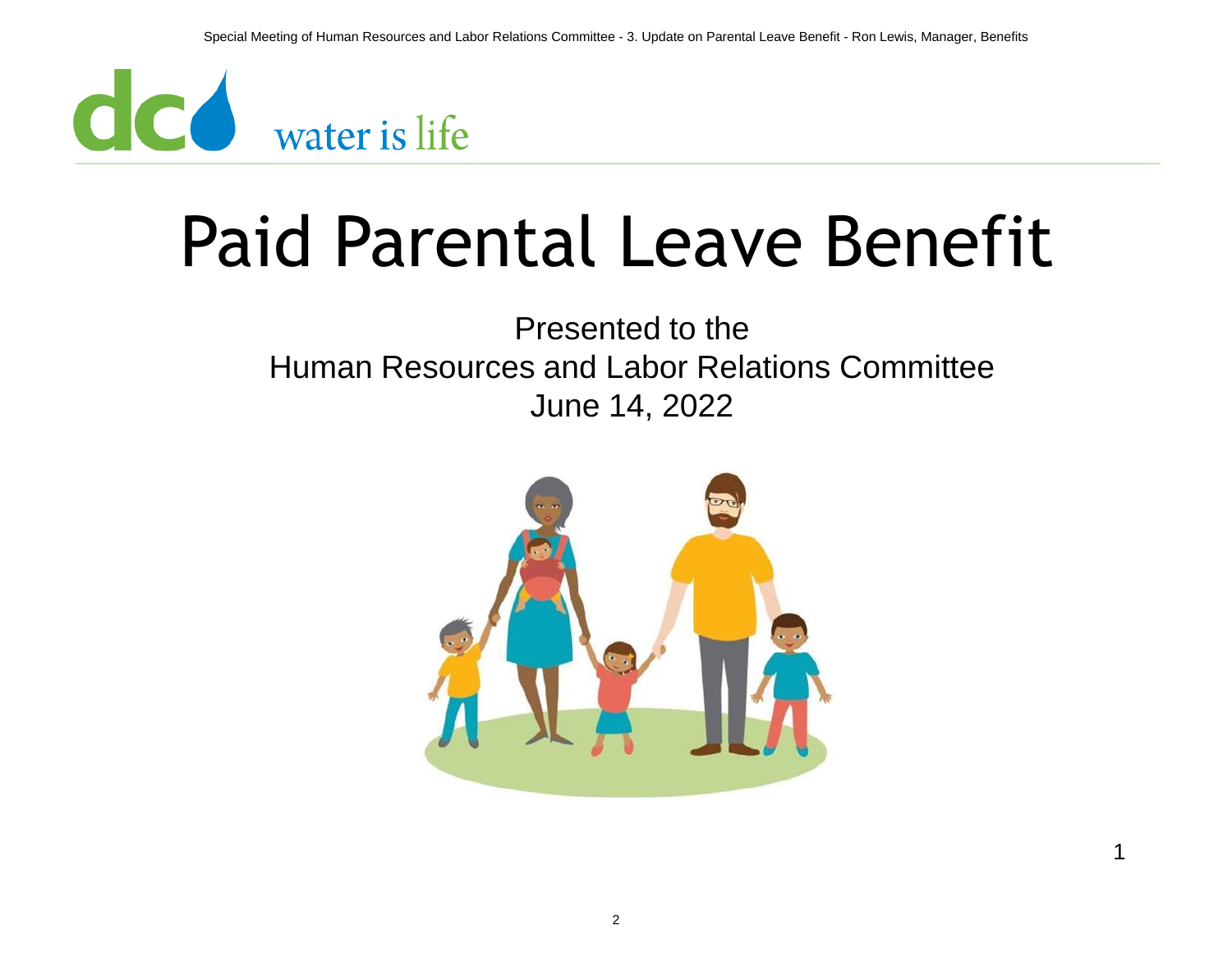dc water is life

# Paid Parental Leave Benefit

Presented to the
Human Resources and Labor Relations Committee
June 14, 2022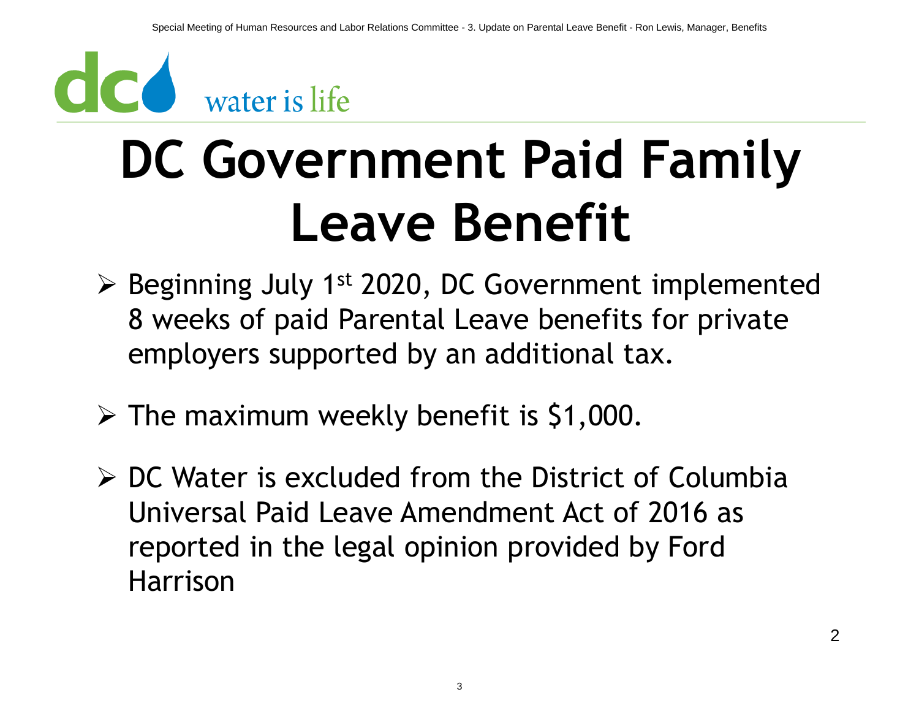# DC Government Paid Family Leave Benefit

- Beginning July 1st 2020, DC Government implemented 8 weeks of paid Parental Leave benefits for private employers supported by an additional tax.
- The maximum weekly benefit is $1,000.
- DC Water is excluded from the District of Columbia Universal Paid Leave Amendment Act of 2016 as reported in the legal opinion provided by Ford Harrison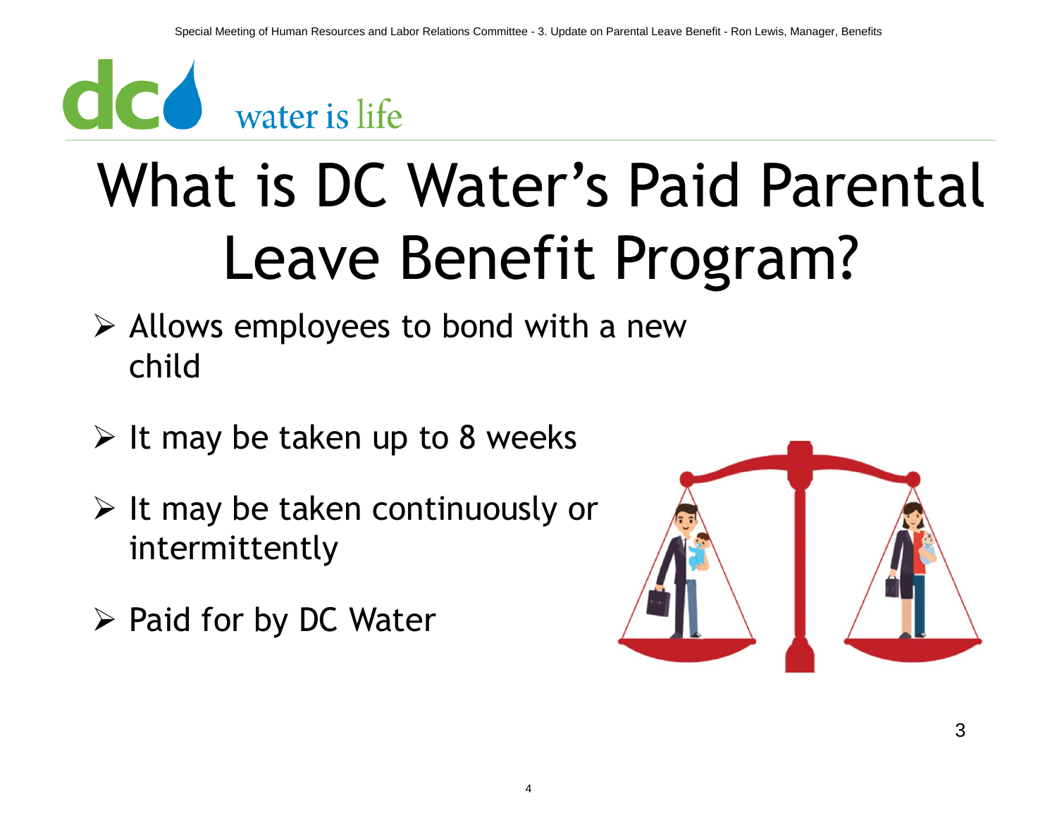dc water is life

# What is DC Water's Paid Parental Leave Benefit Program?

- Allows employees to bond with a new child
- It may be taken up to 8 weeks
- It may be taken continuously or intermittently
- Paid for by DC Water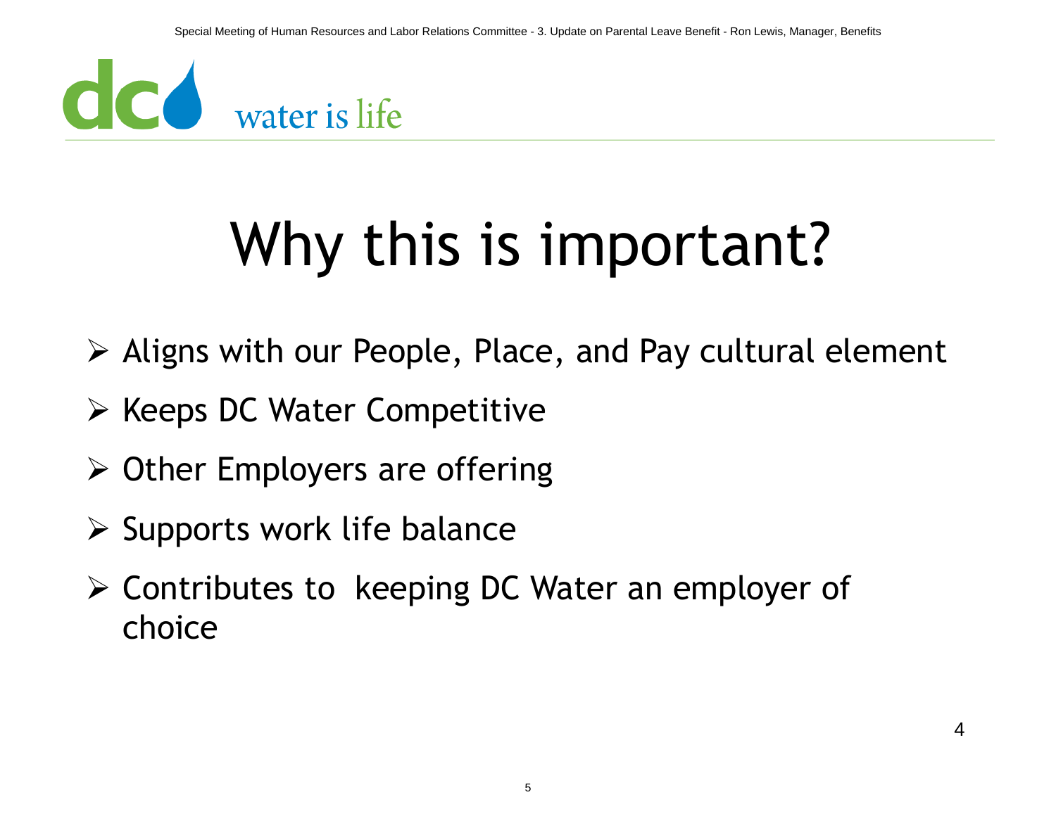# Why this is important?

- Aligns with our People, Place, and Pay cultural element
- Keeps DC Water Competitive
- Other Employers are offering
- Supports work life balance
- Contributes to keeping DC Water an employer of choice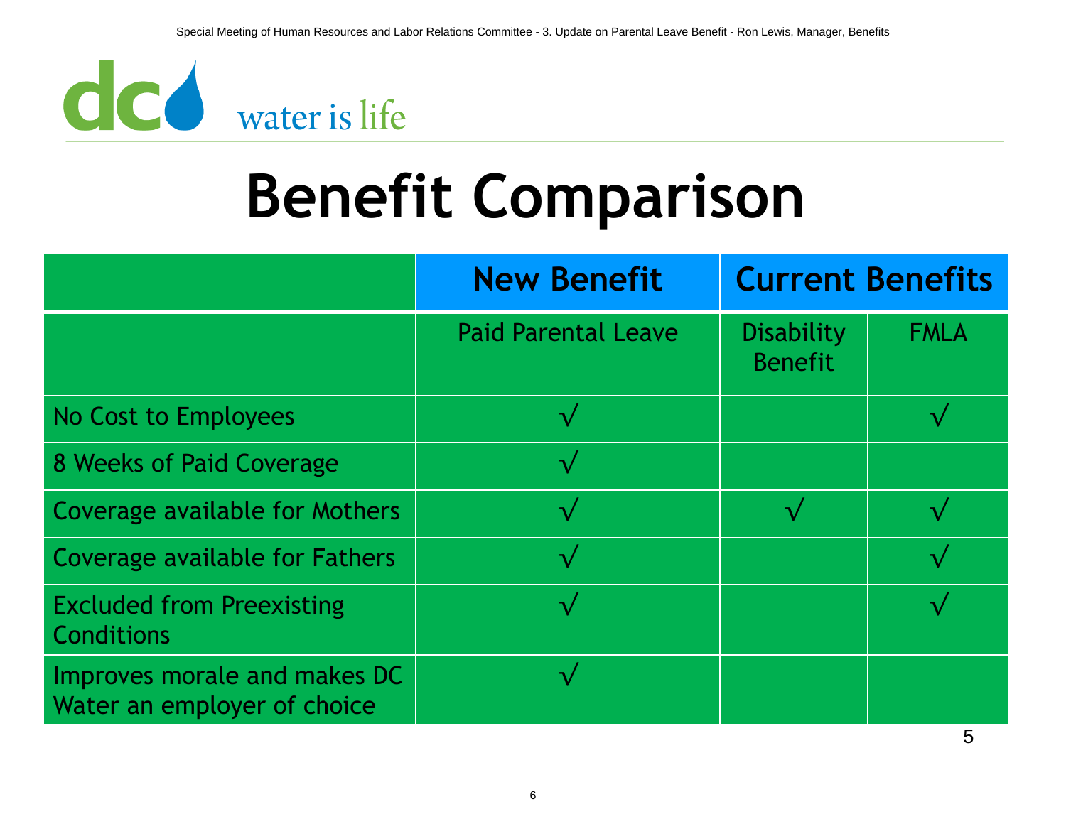# Benefit Comparison

| | New Benefit | Current Benefits | |
|---|---|---|---|
| | Paid Parental Leave | Disability Benefit | FMLA |
| No Cost to Employees | √ | | √ |
| 8 Weeks of Paid Coverage | √ | | |
| Coverage available for Mothers | √ | √ | √ |
| Coverage available for Fathers | √ | | √ |
| Excluded from Preexisting Conditions | √ | | √ |
| Improves morale and makes DC Water an employer of choice | √ | | |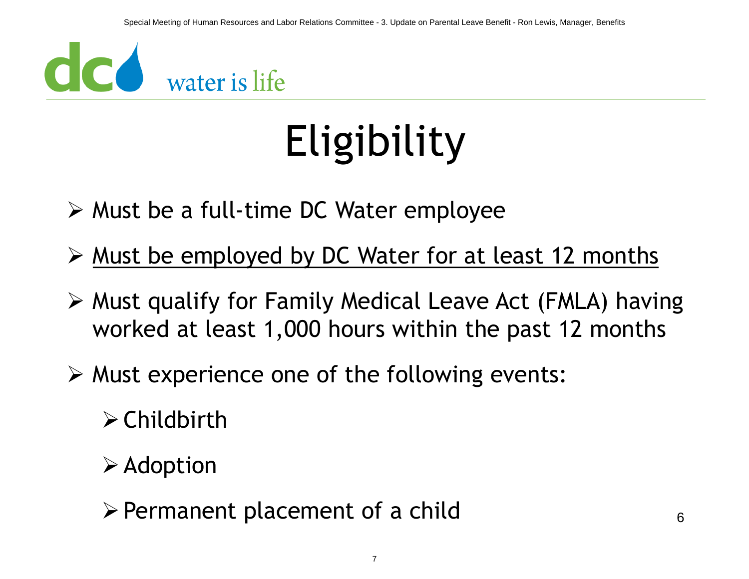# Eligibility

- Must be a full-time DC Water employee
- <u>Must be employed by DC Water for at least 12 months</u>
- Must qualify for Family Medical Leave Act (FMLA) having worked at least 1,000 hours within the past 12 months
- Must experience one of the following events:
  - Childbirth
  - Adoption
  - Permanent placement of a child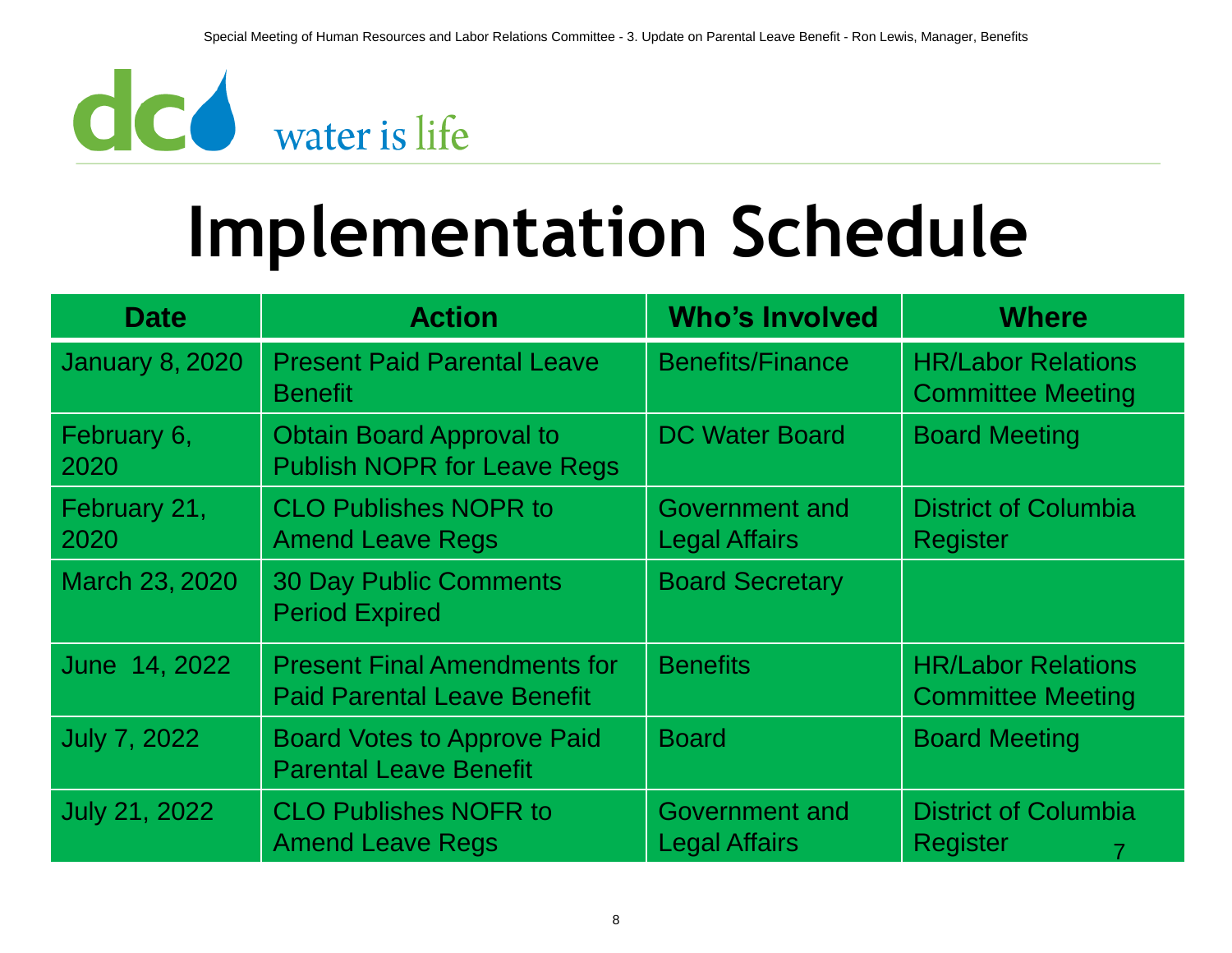# Implementation Schedule

| Date | Action | Who's Involved | Where |
|---|---|---|---|
| January 8, 2020 | Present Paid Parental Leave Benefit | Benefits/Finance | HR/Labor Relations Committee Meeting |
| February 6, 2020 | Obtain Board Approval to Publish NOPR for Leave Regs | DC Water Board | Board Meeting |
| February 21, 2020 | CLO Publishes NOPR to Amend Leave Regs | Government and Legal Affairs | District of Columbia Register |
| March 23, 2020 | 30 Day Public Comments Period Expired | Board Secretary | |
| June 14, 2022 | Present Final Amendments for Paid Parental Leave Benefit | Benefits | HR/Labor Relations Committee Meeting |
| July 7, 2022 | Board Votes to Approve Paid Parental Leave Benefit | Board | Board Meeting |
| July 21, 2022 | CLO Publishes NOFR to Amend Leave Regs | Government and Legal Affairs | District of Columbia Register |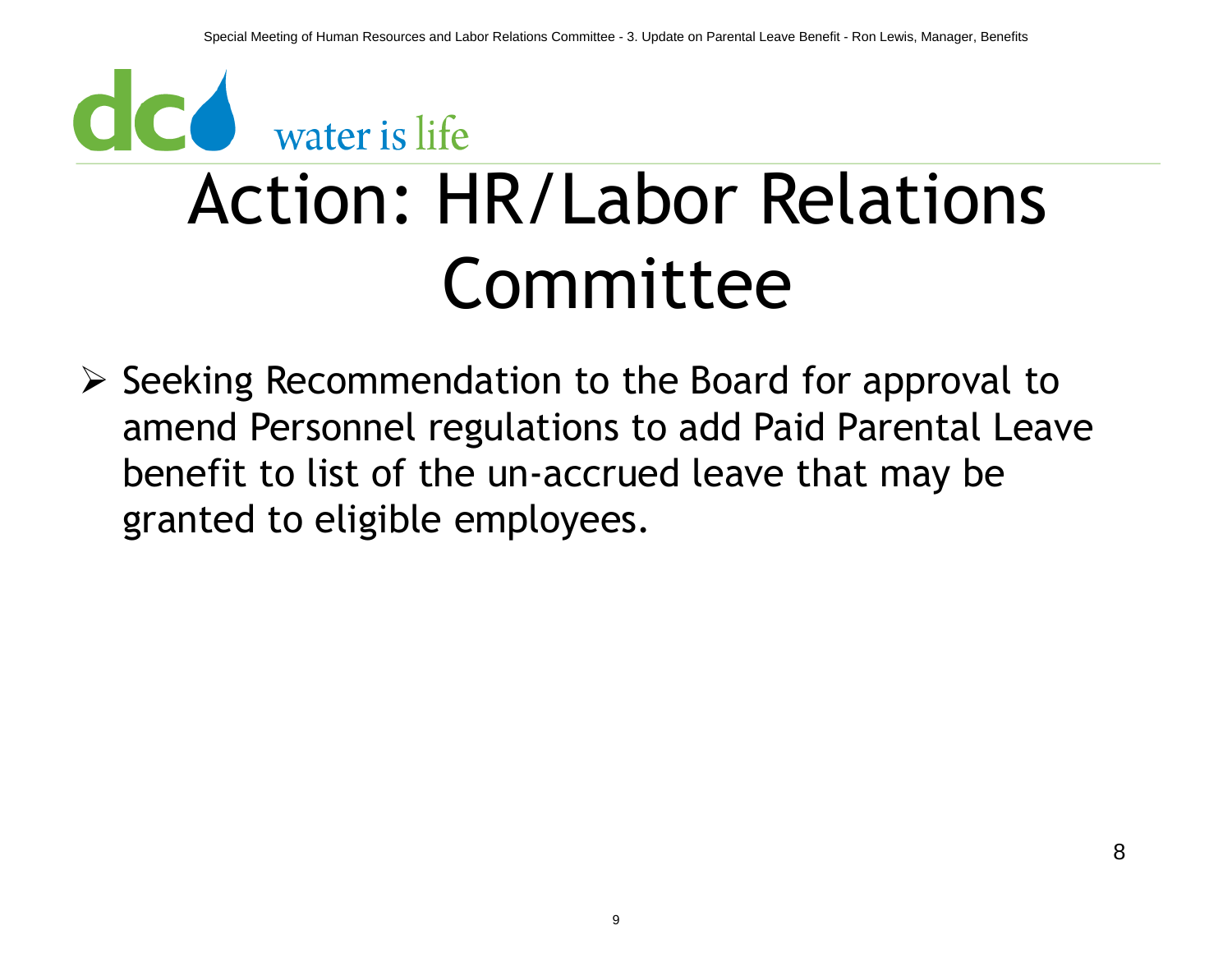# Action: HR/Labor Relations Committee

- Seeking Recommendation to the Board for approval to amend Personnel regulations to add Paid Parental Leave benefit to list of the un-accrued leave that may be granted to eligible employees.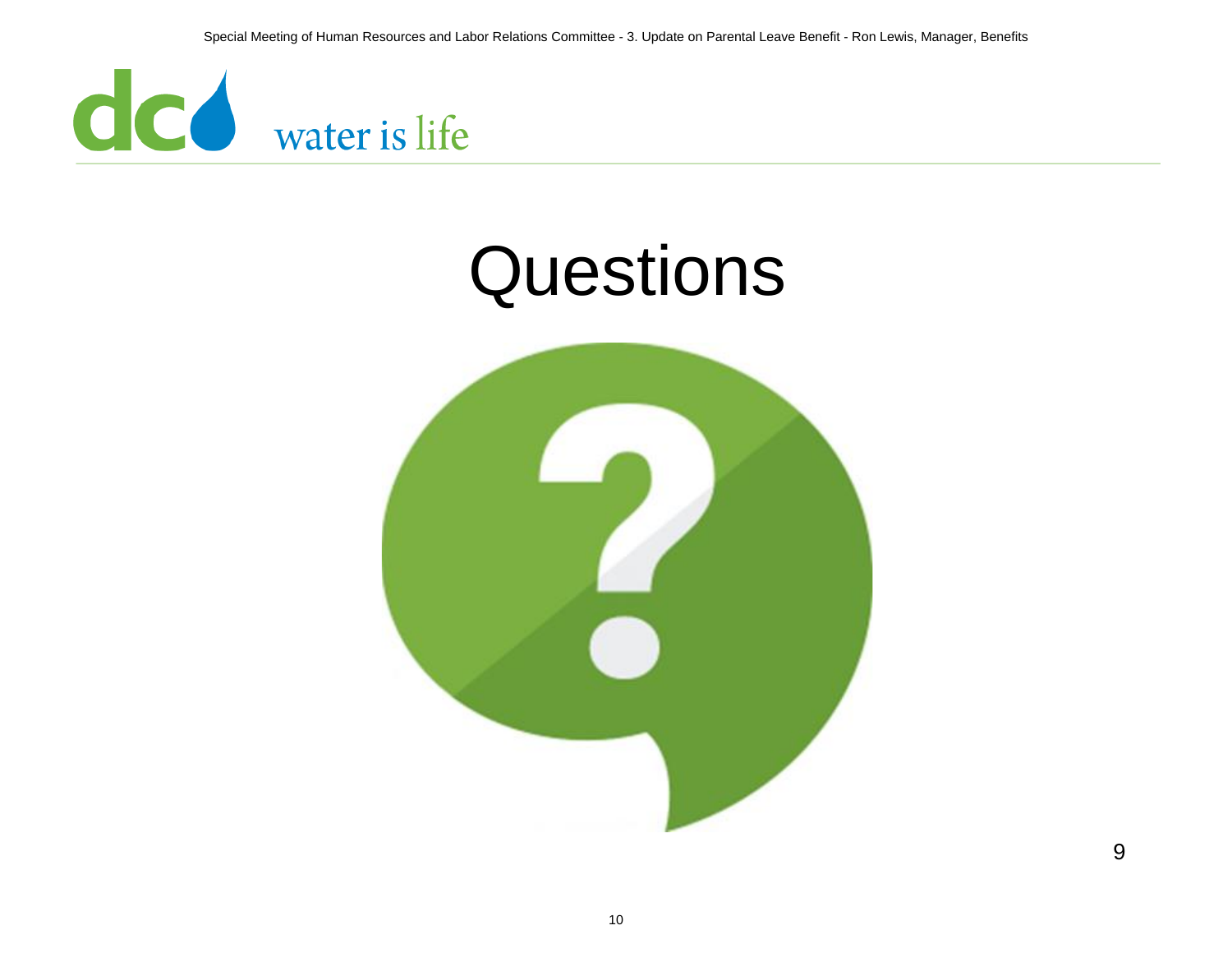# Questions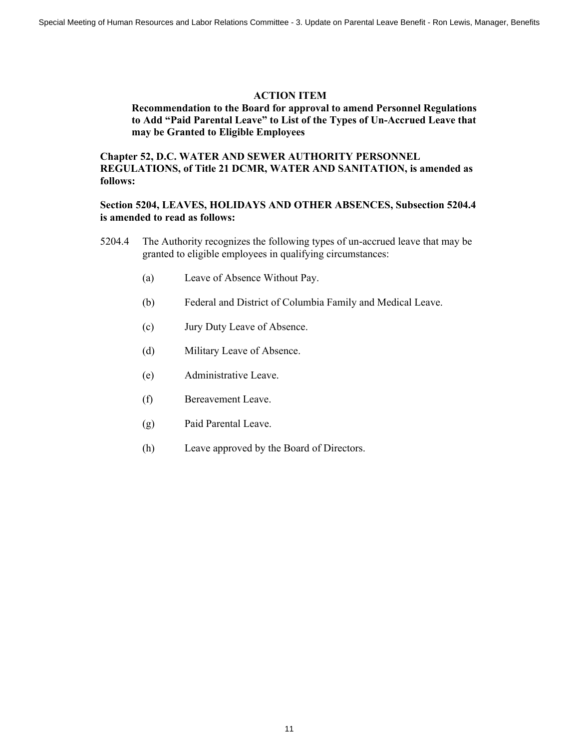## ACTION ITEM

**Recommendation to the Board for approval to amend Personnel Regulations to Add "Paid Parental Leave" to List of the Types of Un-Accrued Leave that may be Granted to Eligible Employees**

**Chapter 52, D.C. WATER AND SEWER AUTHORITY PERSONNEL REGULATIONS, of Title 21 DCMR, WATER AND SANITATION, is amended as follows:**

**Section 5204, LEAVES, HOLIDAYS AND OTHER ABSENCES, Subsection 5204.4 is amended to read as follows:**

5204.4 The Authority recognizes the following types of un-accrued leave that may be granted to eligible employees in qualifying circumstances:

(a) Leave of Absence Without Pay.

(b) Federal and District of Columbia Family and Medical Leave.

(c) Jury Duty Leave of Absence.

(d) Military Leave of Absence.

(e) Administrative Leave.

(f) Bereavement Leave.

(g) Paid Parental Leave.

(h) Leave approved by the Board of Directors.